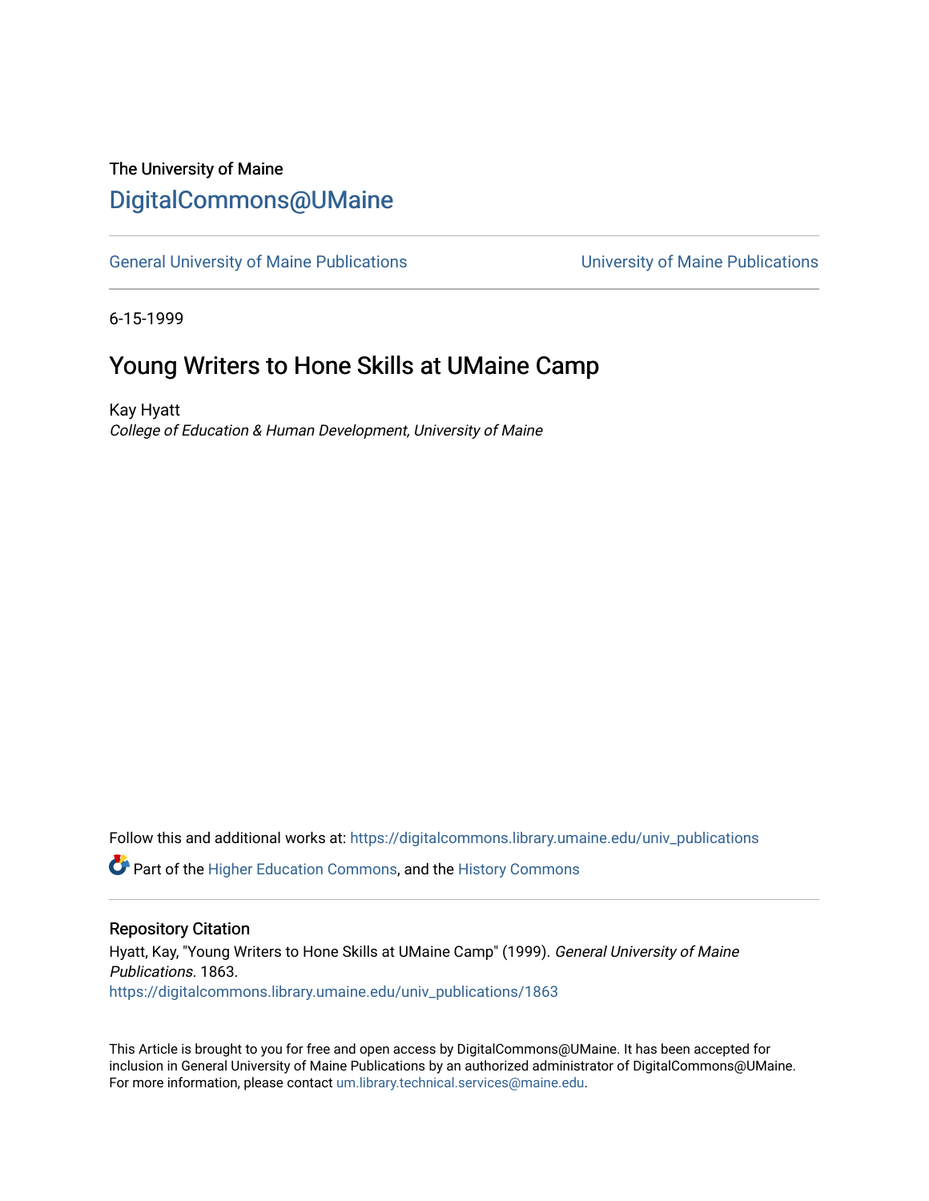The University of Maine

# DigitalCommons@UMaine

General University of Maine Publications | University of Maine Publications

6-15-1999

## Young Writers to Hone Skills at UMaine Camp

Kay Hyatt

*College of Education & Human Development, University of Maine*

Follow this and additional works at: https://digitalcommons.library.umaine.edu/univ_publications

Part of the Higher Education Commons, and the History Commons

### Repository Citation

Hyatt, Kay, "Young Writers to Hone Skills at UMaine Camp" (1999). *General University of Maine Publications*. 1863.
https://digitalcommons.library.umaine.edu/univ_publications/1863

This Article is brought to you for free and open access by DigitalCommons@UMaine. It has been accepted for inclusion in General University of Maine Publications by an authorized administrator of DigitalCommons@UMaine. For more information, please contact um.library.technical.services@maine.edu.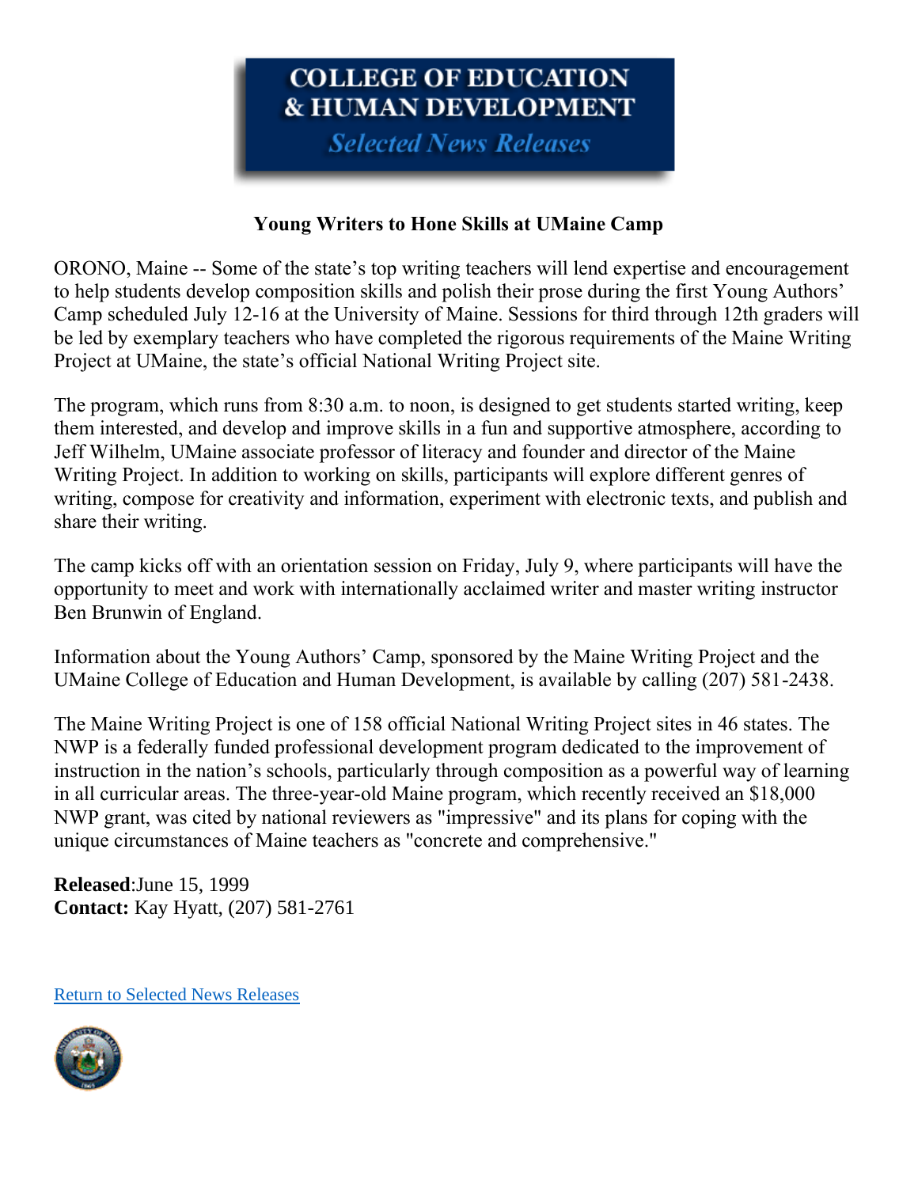# COLLEGE OF EDUCATION & HUMAN DEVELOPMENT

*Selected News Releases*

## Young Writers to Hone Skills at UMaine Camp

ORONO, Maine -- Some of the state's top writing teachers will lend expertise and encouragement to help students develop composition skills and polish their prose during the first Young Authors' Camp scheduled July 12-16 at the University of Maine. Sessions for third through 12th graders will be led by exemplary teachers who have completed the rigorous requirements of the Maine Writing Project at UMaine, the state's official National Writing Project site.

The program, which runs from 8:30 a.m. to noon, is designed to get students started writing, keep them interested, and develop and improve skills in a fun and supportive atmosphere, according to Jeff Wilhelm, UMaine associate professor of literacy and founder and director of the Maine Writing Project. In addition to working on skills, participants will explore different genres of writing, compose for creativity and information, experiment with electronic texts, and publish and share their writing.

The camp kicks off with an orientation session on Friday, July 9, where participants will have the opportunity to meet and work with internationally acclaimed writer and master writing instructor Ben Brunwin of England.

Information about the Young Authors' Camp, sponsored by the Maine Writing Project and the UMaine College of Education and Human Development, is available by calling (207) 581-2438.

The Maine Writing Project is one of 158 official National Writing Project sites in 46 states. The NWP is a federally funded professional development program dedicated to the improvement of instruction in the nation's schools, particularly through composition as a powerful way of learning in all curricular areas. The three-year-old Maine program, which recently received an $18,000 NWP grant, was cited by national reviewers as "impressive" and its plans for coping with the unique circumstances of Maine teachers as "concrete and comprehensive."

**Released**:June 15, 1999
**Contact:** Kay Hyatt, (207) 581-2761

Return to Selected News Releases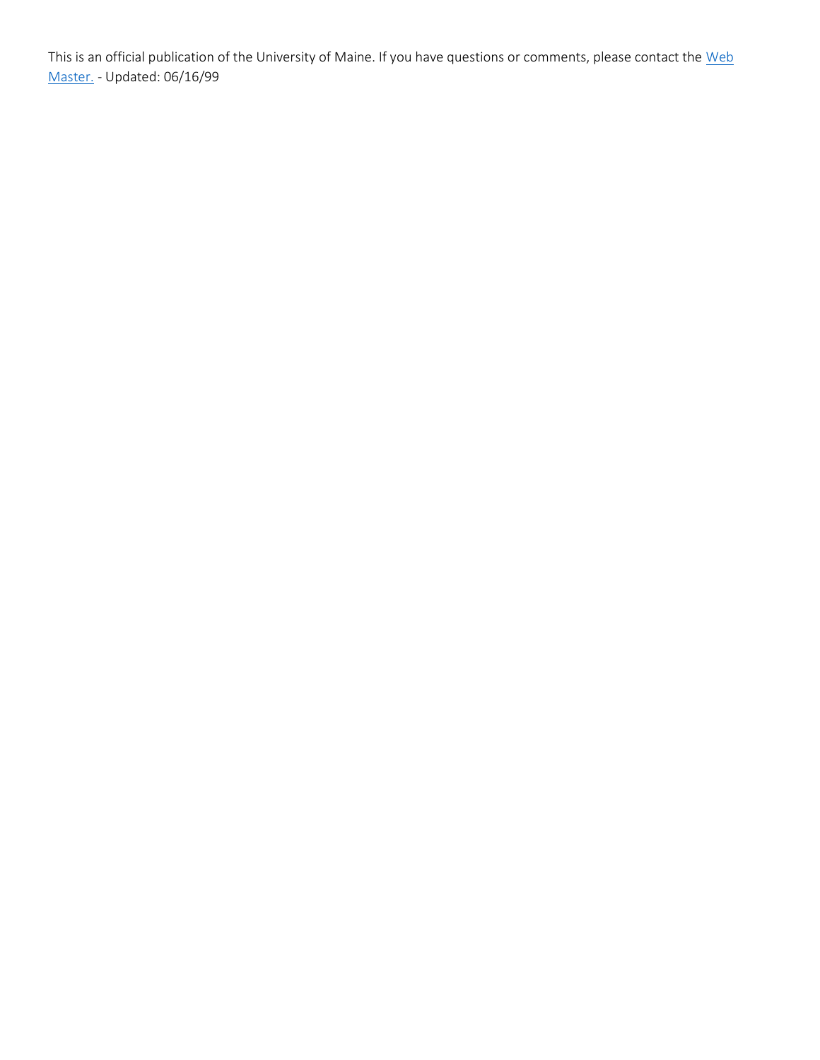This is an official publication of the University of Maine. If you have questions or comments, please contact the [Web Master.](#) - Updated: 06/16/99